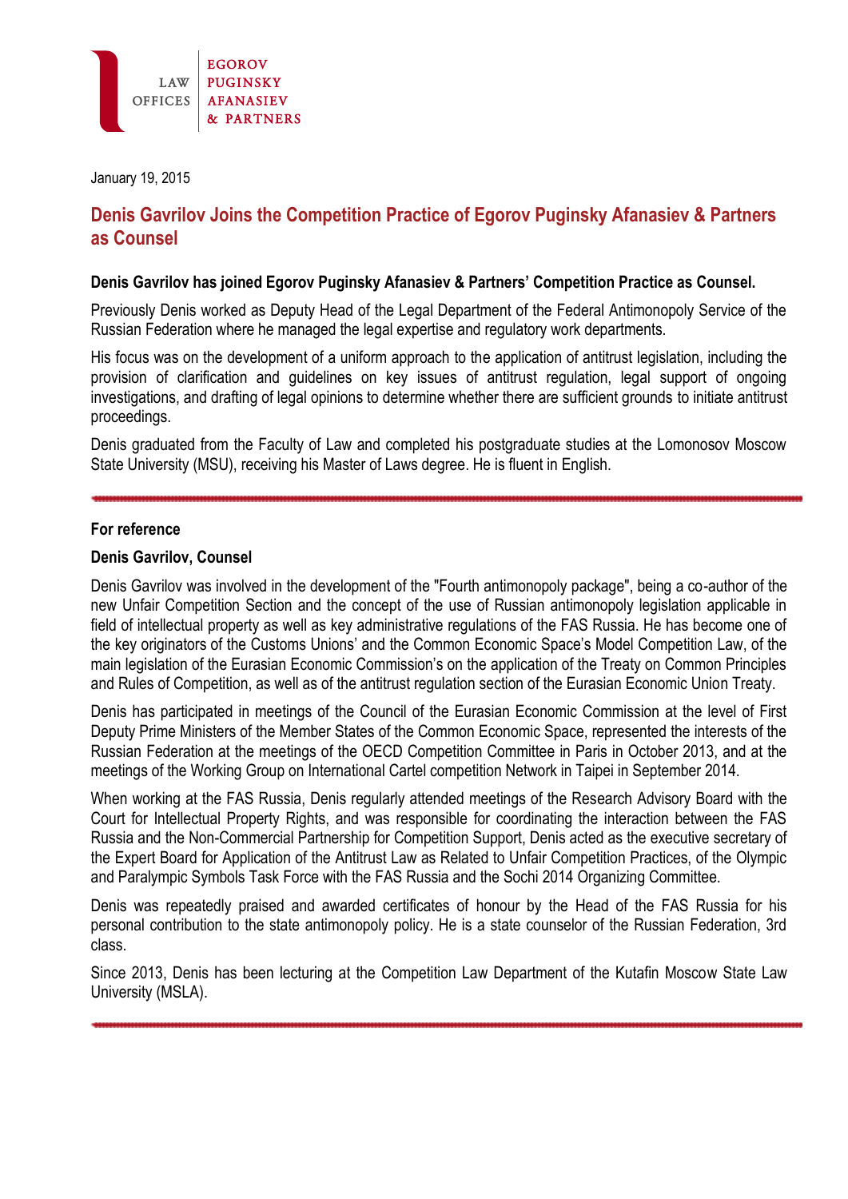LAW OFFICES | EGOROV PUGINSKY AFANASIEV & PARTNERS

January 19, 2015

# Denis Gavrilov Joins the Competition Practice of Egorov Puginsky Afanasiev & Partners as Counsel

**Denis Gavrilov has joined Egorov Puginsky Afanasiev & Partners' Competition Practice as Counsel.**

Previously Denis worked as Deputy Head of the Legal Department of the Federal Antimonopoly Service of the Russian Federation where he managed the legal expertise and regulatory work departments.

His focus was on the development of a uniform approach to the application of antitrust legislation, including the provision of clarification and guidelines on key issues of antitrust regulation, legal support of ongoing investigations, and drafting of legal opinions to determine whether there are sufficient grounds to initiate antitrust proceedings.

Denis graduated from the Faculty of Law and completed his postgraduate studies at the Lomonosov Moscow State University (MSU), receiving his Master of Laws degree. He is fluent in English.

---

**For reference**

**Denis Gavrilov, Counsel**

Denis Gavrilov was involved in the development of the "Fourth antimonopoly package", being a co-author of the new Unfair Competition Section and the concept of the use of Russian antimonopoly legislation applicable in field of intellectual property as well as key administrative regulations of the FAS Russia. He has become one of the key originators of the Customs Unions' and the Common Economic Space's Model Competition Law, of the main legislation of the Eurasian Economic Commission's on the application of the Treaty on Common Principles and Rules of Competition, as well as of the antitrust regulation section of the Eurasian Economic Union Treaty.

Denis has participated in meetings of the Council of the Eurasian Economic Commission at the level of First Deputy Prime Ministers of the Member States of the Common Economic Space, represented the interests of the Russian Federation at the meetings of the OECD Competition Committee in Paris in October 2013, and at the meetings of the Working Group on International Cartel competition Network in Taipei in September 2014.

When working at the FAS Russia, Denis regularly attended meetings of the Research Advisory Board with the Court for Intellectual Property Rights, and was responsible for coordinating the interaction between the FAS Russia and the Non-Commercial Partnership for Competition Support, Denis acted as the executive secretary of the Expert Board for Application of the Antitrust Law as Related to Unfair Competition Practices, of the Olympic and Paralympic Symbols Task Force with the FAS Russia and the Sochi 2014 Organizing Committee.

Denis was repeatedly praised and awarded certificates of honour by the Head of the FAS Russia for his personal contribution to the state antimonopoly policy. He is a state counselor of the Russian Federation, 3rd class.

Since 2013, Denis has been lecturing at the Competition Law Department of the Kutafin Moscow State Law University (MSLA).

---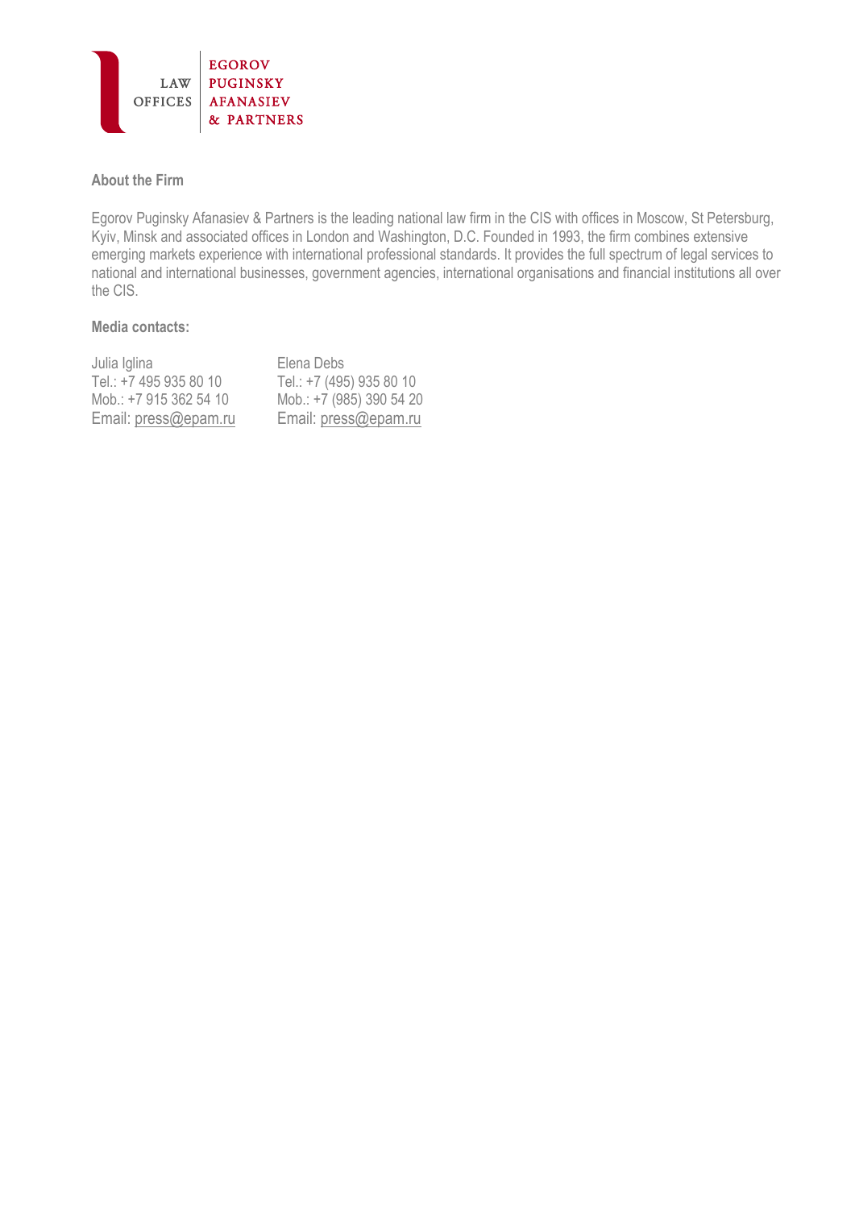LAW OFFICES | EGOROV PUGINSKY AFANASIEV & PARTNERS

**About the Firm**

Egorov Puginsky Afanasiev & Partners is the leading national law firm in the CIS with offices in Moscow, St Petersburg, Kyiv, Minsk and associated offices in London and Washington, D.C. Founded in 1993, the firm combines extensive emerging markets experience with international professional standards. It provides the full spectrum of legal services to national and international businesses, government agencies, international organisations and financial institutions all over the CIS.

**Media contacts:**

Julia Iglina
Tel.: +7 495 935 80 10
Mob.: +7 915 362 54 10
Email: press@epam.ru

Elena Debs
Tel.: +7 (495) 935 80 10
Mob.: +7 (985) 390 54 20
Email: press@epam.ru